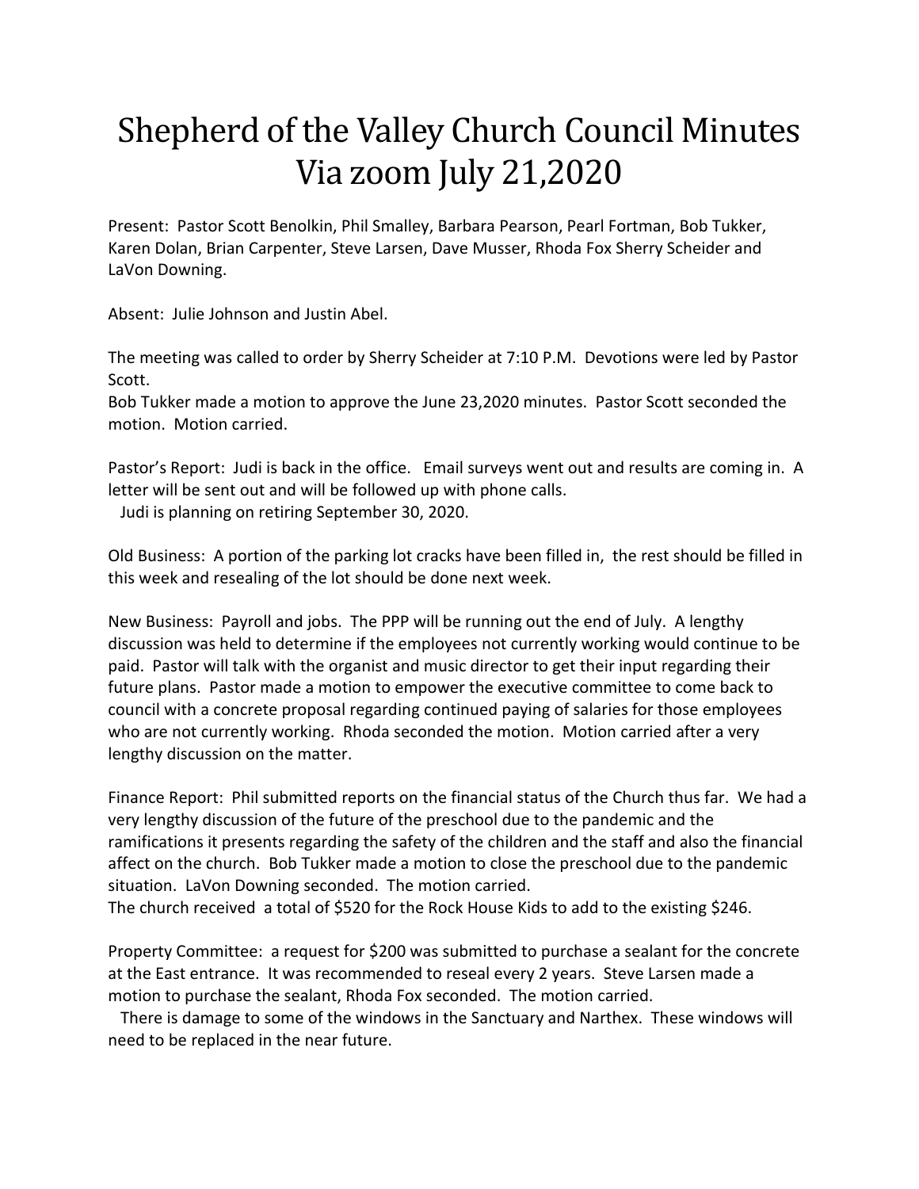# Shepherd of the Valley Church Council Minutes Via zoom July 21,2020

Present: Pastor Scott Benolkin, Phil Smalley, Barbara Pearson, Pearl Fortman, Bob Tukker, Karen Dolan, Brian Carpenter, Steve Larsen, Dave Musser, Rhoda Fox Sherry Scheider and LaVon Downing.

Absent: Julie Johnson and Justin Abel.

The meeting was called to order by Sherry Scheider at 7:10 P.M. Devotions were led by Pastor Scott.
Bob Tukker made a motion to approve the June 23,2020 minutes. Pastor Scott seconded the motion. Motion carried.

Pastor's Report: Judi is back in the office. Email surveys went out and results are coming in. A letter will be sent out and will be followed up with phone calls.
Judi is planning on retiring September 30, 2020.

Old Business: A portion of the parking lot cracks have been filled in, the rest should be filled in this week and resealing of the lot should be done next week.

New Business: Payroll and jobs. The PPP will be running out the end of July. A lengthy discussion was held to determine if the employees not currently working would continue to be paid. Pastor will talk with the organist and music director to get their input regarding their future plans. Pastor made a motion to empower the executive committee to come back to council with a concrete proposal regarding continued paying of salaries for those employees who are not currently working. Rhoda seconded the motion. Motion carried after a very lengthy discussion on the matter.

Finance Report: Phil submitted reports on the financial status of the Church thus far. We had a very lengthy discussion of the future of the preschool due to the pandemic and the ramifications it presents regarding the safety of the children and the staff and also the financial affect on the church. Bob Tukker made a motion to close the preschool due to the pandemic situation. LaVon Downing seconded. The motion carried.
The church received a total of $520 for the Rock House Kids to add to the existing $246.

Property Committee: a request for $200 was submitted to purchase a sealant for the concrete at the East entrance. It was recommended to reseal every 2 years. Steve Larsen made a motion to purchase the sealant, Rhoda Fox seconded. The motion carried.
There is damage to some of the windows in the Sanctuary and Narthex. These windows will need to be replaced in the near future.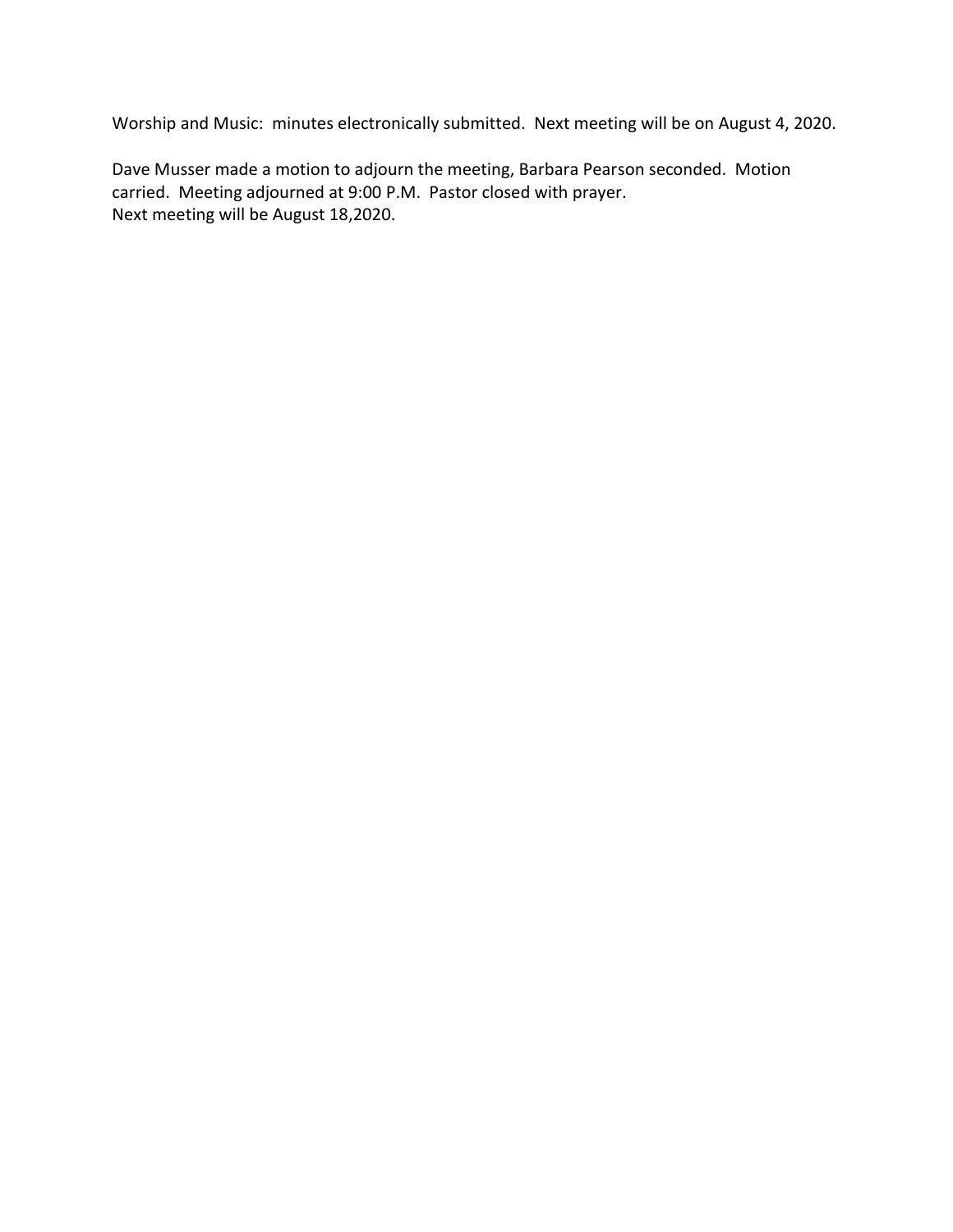Worship and Music: minutes electronically submitted. Next meeting will be on August 4, 2020.

Dave Musser made a motion to adjourn the meeting, Barbara Pearson seconded. Motion carried. Meeting adjourned at 9:00 P.M. Pastor closed with prayer.
Next meeting will be August 18,2020.